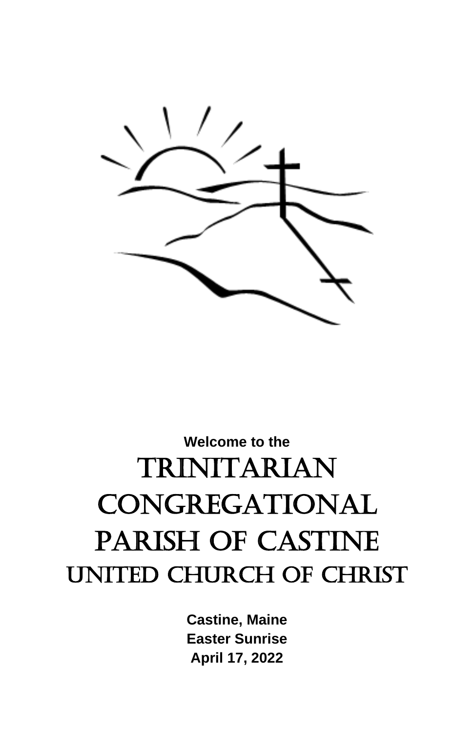**Welcome to the**

# TRINITARIAN CONGREGATIONAL PARISH OF CASTINE

## UNITED CHURCH OF CHRIST

**Castine, Maine**

**Easter Sunrise**

**April 17, 2022**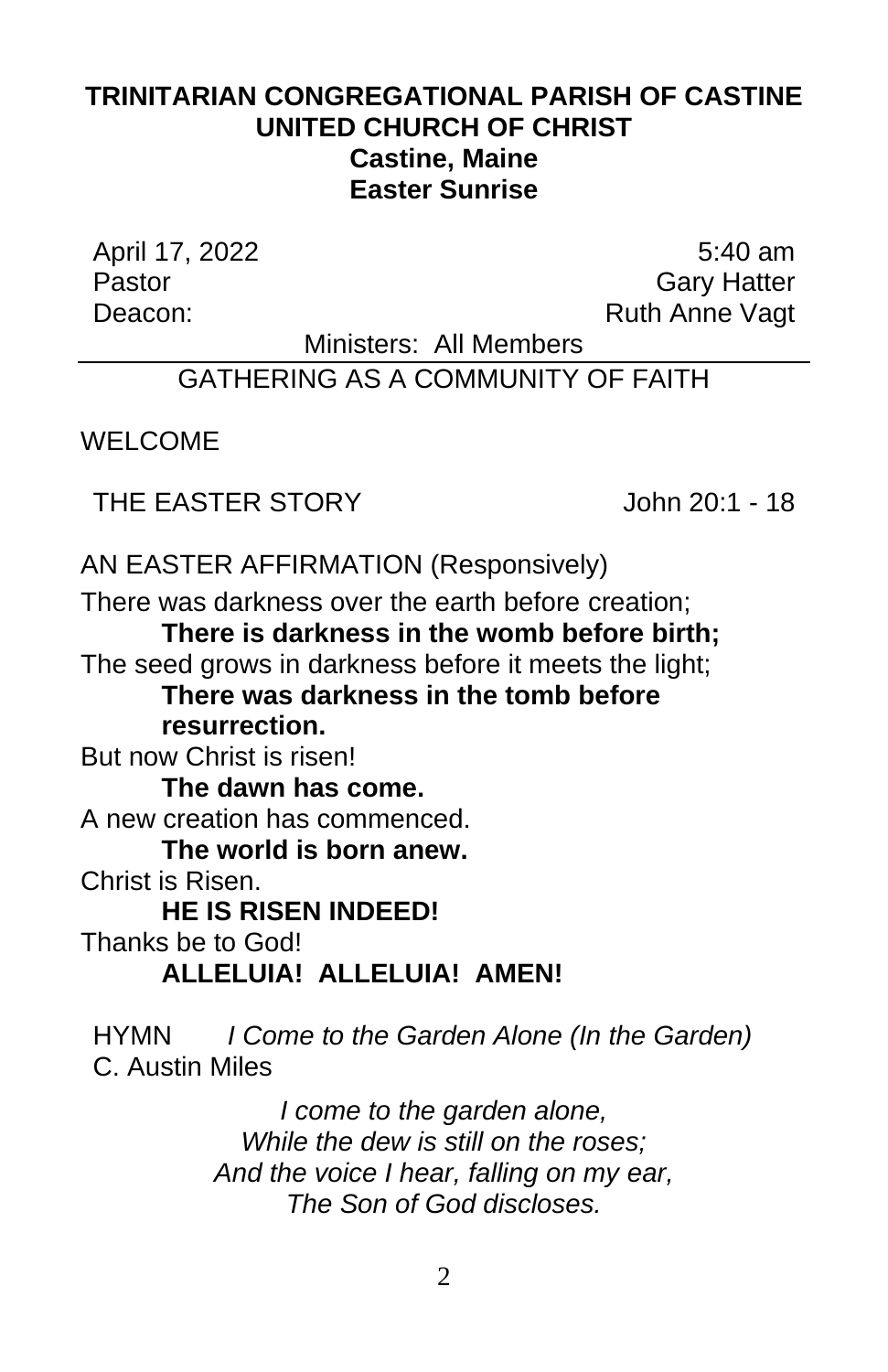**TRINITARIAN CONGREGATIONAL PARISH OF CASTINE**
**UNITED CHURCH OF CHRIST**
**Castine, Maine**
**Easter Sunrise**

| | |
|---|---|
| April 17, 2022 | 5:40 am |
| Pastor | Gary Hatter |
| Deacon: | Ruth Anne Vagt |

Ministers: All Members

---

GATHERING AS A COMMUNITY OF FAITH

WELCOME

THE EASTER STORY John 20:1 - 18

AN EASTER AFFIRMATION (Responsively)

There was darkness over the earth before creation;

**There is darkness in the womb before birth;**

The seed grows in darkness before it meets the light;

**There was darkness in the tomb before resurrection.**

But now Christ is risen!

**The dawn has come.**

A new creation has commenced.

**The world is born anew.**

Christ is Risen.

**HE IS RISEN INDEED!**

Thanks be to God!

**ALLELUIA! ALLELUIA! AMEN!**

HYMN *I Come to the Garden Alone (In the Garden)* C. Austin Miles

*I come to the garden alone,*
*While the dew is still on the roses;*
*And the voice I hear, falling on my ear,*
*The Son of God discloses.*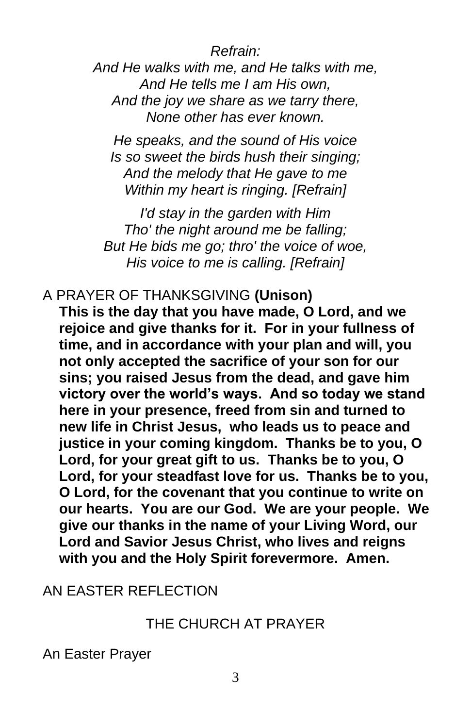*Refrain:*
*And He walks with me, and He talks with me,*
*And He tells me I am His own,*
*And the joy we share as we tarry there,*
*None other has ever known.*

*He speaks, and the sound of His voice*
*Is so sweet the birds hush their singing;*
*And the melody that He gave to me*
*Within my heart is ringing. [Refrain]*

*I'd stay in the garden with Him*
*Tho' the night around me be falling;*
*But He bids me go; thro' the voice of woe,*
*His voice to me is calling. [Refrain]*

A PRAYER OF THANKSGIVING **(Unison)**

**This is the day that you have made, O Lord, and we rejoice and give thanks for it. For in your fullness of time, and in accordance with your plan and will, you not only accepted the sacrifice of your son for our sins; you raised Jesus from the dead, and gave him victory over the world's ways. And so today we stand here in your presence, freed from sin and turned to new life in Christ Jesus, who leads us to peace and justice in your coming kingdom. Thanks be to you, O Lord, for your great gift to us. Thanks be to you, O Lord, for your steadfast love for us. Thanks be to you, O Lord, for the covenant that you continue to write on our hearts. You are our God. We are your people. We give our thanks in the name of your Living Word, our Lord and Savior Jesus Christ, who lives and reigns with you and the Holy Spirit forevermore. Amen.**

AN EASTER REFLECTION

THE CHURCH AT PRAYER

An Easter Prayer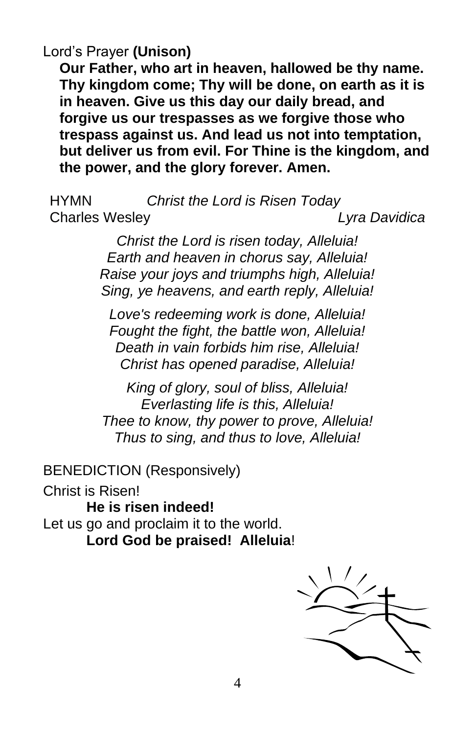Lord's Prayer **(Unison)**

**Our Father, who art in heaven, hallowed be thy name. Thy kingdom come; Thy will be done, on earth as it is in heaven. Give us this day our daily bread, and forgive us our trespasses as we forgive those who trespass against us. And lead us not into temptation, but deliver us from evil. For Thine is the kingdom, and the power, and the glory forever. Amen.**

HYMN *Christ the Lord is Risen Today*
Charles Wesley *Lyra Davidica*

*Christ the Lord is risen today, Alleluia!*
*Earth and heaven in chorus say, Alleluia!*
*Raise your joys and triumphs high, Alleluia!*
*Sing, ye heavens, and earth reply, Alleluia!*

*Love's redeeming work is done, Alleluia!*
*Fought the fight, the battle won, Alleluia!*
*Death in vain forbids him rise, Alleluia!*
*Christ has opened paradise, Alleluia!*

*King of glory, soul of bliss, Alleluia!*
*Everlasting life is this, Alleluia!*
*Thee to know, thy power to prove, Alleluia!*
*Thus to sing, and thus to love, Alleluia!*

BENEDICTION (Responsively)

Christ is Risen!

**He is risen indeed!**

Let us go and proclaim it to the world.

**Lord God be praised! Alleluia**!